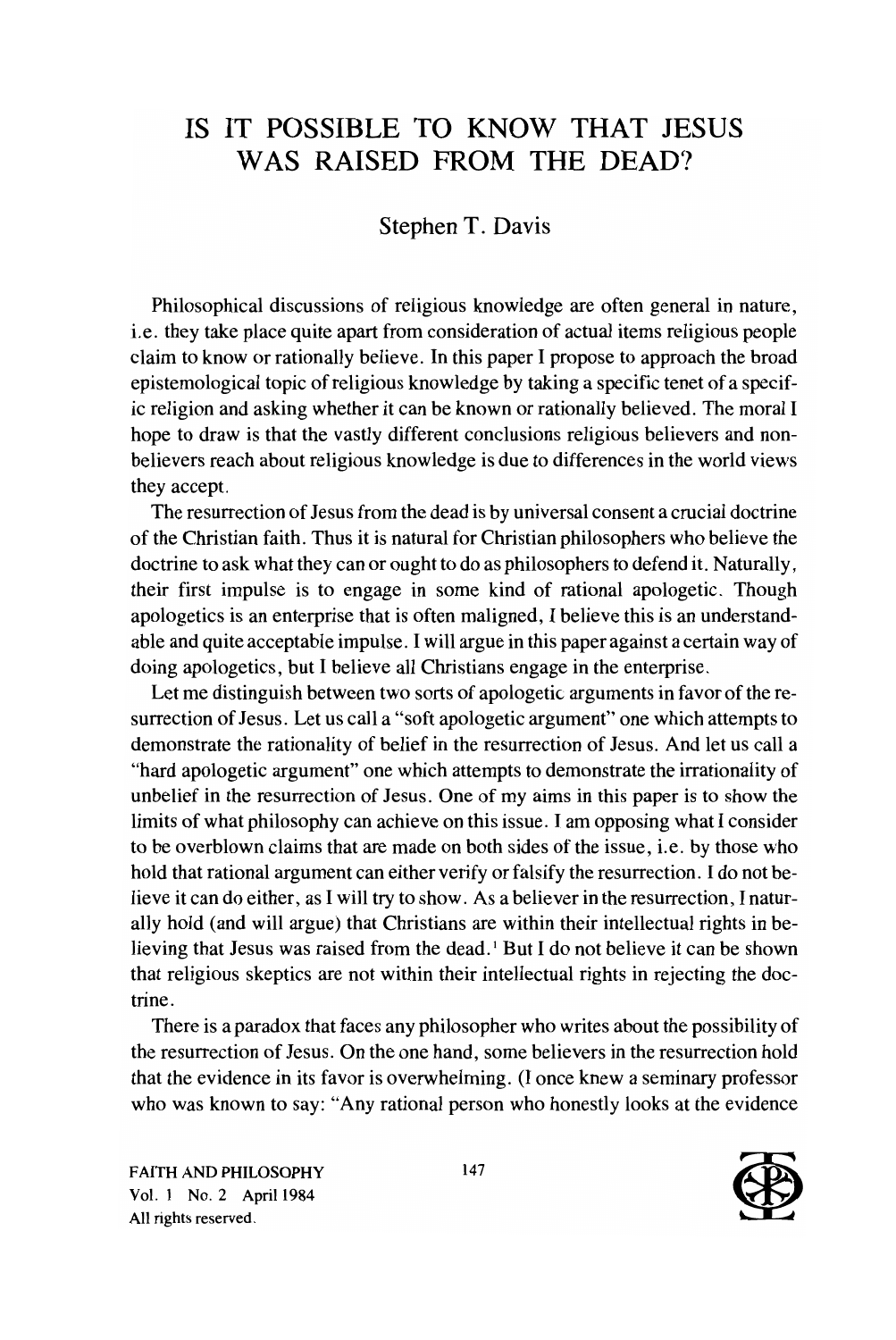# IS IT POSSIBLE TO KNOW THAT JESUS WAS RAISED FROM THE DEAD?

Stephen T. Davis

Philosophical discussions of religious knowledge are often general in nature, i.e. they take place quite apart from consideration of actual items religious people claim to know or rationally believe. In this paper I propose to approach the broad epistemological topic of religious knowledge by taking a specific tenet of a specific religion and asking whether it can be known or rationally believed. The moral I hope to draw is that the vastly different conclusions religious believers and non-believers reach about religious knowledge is due to differences in the world views they accept.

The resurrection of Jesus from the dead is by universal consent a crucial doctrine of the Christian faith. Thus it is natural for Christian philosophers who believe the doctrine to ask what they can or ought to do as philosophers to defend it. Naturally, their first impulse is to engage in some kind of rational apologetic. Though apologetics is an enterprise that is often maligned, I believe this is an understandable and quite acceptable impulse. I will argue in this paper against a certain way of doing apologetics, but I believe all Christians engage in the enterprise.

Let me distinguish between two sorts of apologetic arguments in favor of the resurrection of Jesus. Let us call a "soft apologetic argument" one which attempts to demonstrate the rationality of belief in the resurrection of Jesus. And let us call a "hard apologetic argument" one which attempts to demonstrate the irrationality of unbelief in the resurrection of Jesus. One of my aims in this paper is to show the limits of what philosophy can achieve on this issue. I am opposing what I consider to be overblown claims that are made on both sides of the issue, i.e. by those who hold that rational argument can either verify or falsify the resurrection. I do not believe it can do either, as I will try to show. As a believer in the resurrection, I naturally hold (and will argue) that Christians are within their intellectual rights in believing that Jesus was raised from the dead.[1] But I do not believe it can be shown that religious skeptics are not within their intellectual rights in rejecting the doctrine.

There is a paradox that faces any philosopher who writes about the possibility of the resurrection of Jesus. On the one hand, some believers in the resurrection hold that the evidence in its favor is overwhelming. (I once knew a seminary professor who was known to say: "Any rational person who honestly looks at the evidence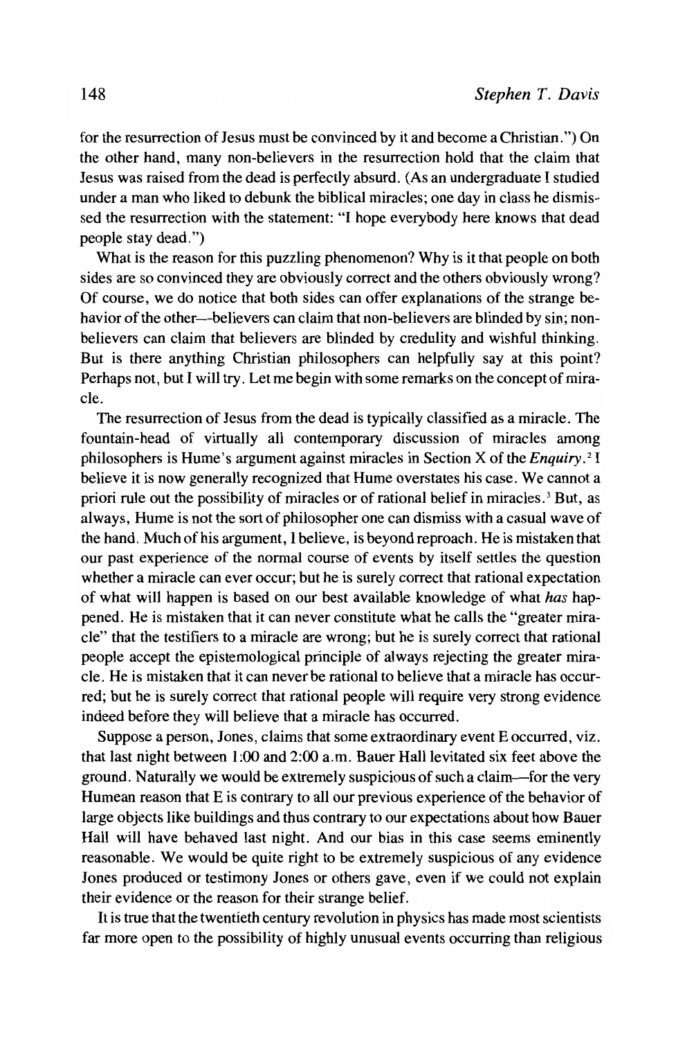for the resurrection of Jesus must be convinced by it and become a Christian.") On the other hand, many non-believers in the resurrection hold that the claim that Jesus was raised from the dead is perfectly absurd. (As an undergraduate I studied under a man who liked to debunk the biblical miracles; one day in class he dismissed the resurrection with the statement: "I hope everybody here knows that dead people stay dead.")

What is the reason for this puzzling phenomenon? Why is it that people on both sides are so convinced they are obviously correct and the others obviously wrong? Of course, we do notice that both sides can offer explanations of the strange behavior of the other—believers can claim that non-believers are blinded by sin; non-believers can claim that believers are blinded by credulity and wishful thinking. But is there anything Christian philosophers can helpfully say at this point? Perhaps not, but I will try. Let me begin with some remarks on the concept of miracle.

The resurrection of Jesus from the dead is typically classified as a miracle. The fountain-head of virtually all contemporary discussion of miracles among philosophers is Hume's argument against miracles in Section X of the *Enquiry*.[2] I believe it is now generally recognized that Hume overstates his case. We cannot a priori rule out the possibility of miracles or of rational belief in miracles.[3] But, as always, Hume is not the sort of philosopher one can dismiss with a casual wave of the hand. Much of his argument, I believe, is beyond reproach. He is mistaken that our past experience of the normal course of events by itself settles the question whether a miracle can ever occur; but he is surely correct that rational expectation of what will happen is based on our best available knowledge of what *has* happened. He is mistaken that it can never constitute what he calls the "greater miracle" that the testifiers to a miracle are wrong; but he is surely correct that rational people accept the epistemological principle of always rejecting the greater miracle. He is mistaken that it can never be rational to believe that a miracle has occurred; but he is surely correct that rational people will require very strong evidence indeed before they will believe that a miracle has occurred.

Suppose a person, Jones, claims that some extraordinary event E occurred, viz. that last night between 1:00 and 2:00 a.m. Bauer Hall levitated six feet above the ground. Naturally we would be extremely suspicious of such a claim—for the very Humean reason that E is contrary to all our previous experience of the behavior of large objects like buildings and thus contrary to our expectations about how Bauer Hall will have behaved last night. And our bias in this case seems eminently reasonable. We would be quite right to be extremely suspicious of any evidence Jones produced or testimony Jones or others gave, even if we could not explain their evidence or the reason for their strange belief.

It is true that the twentieth century revolution in physics has made most scientists far more open to the possibility of highly unusual events occurring than religious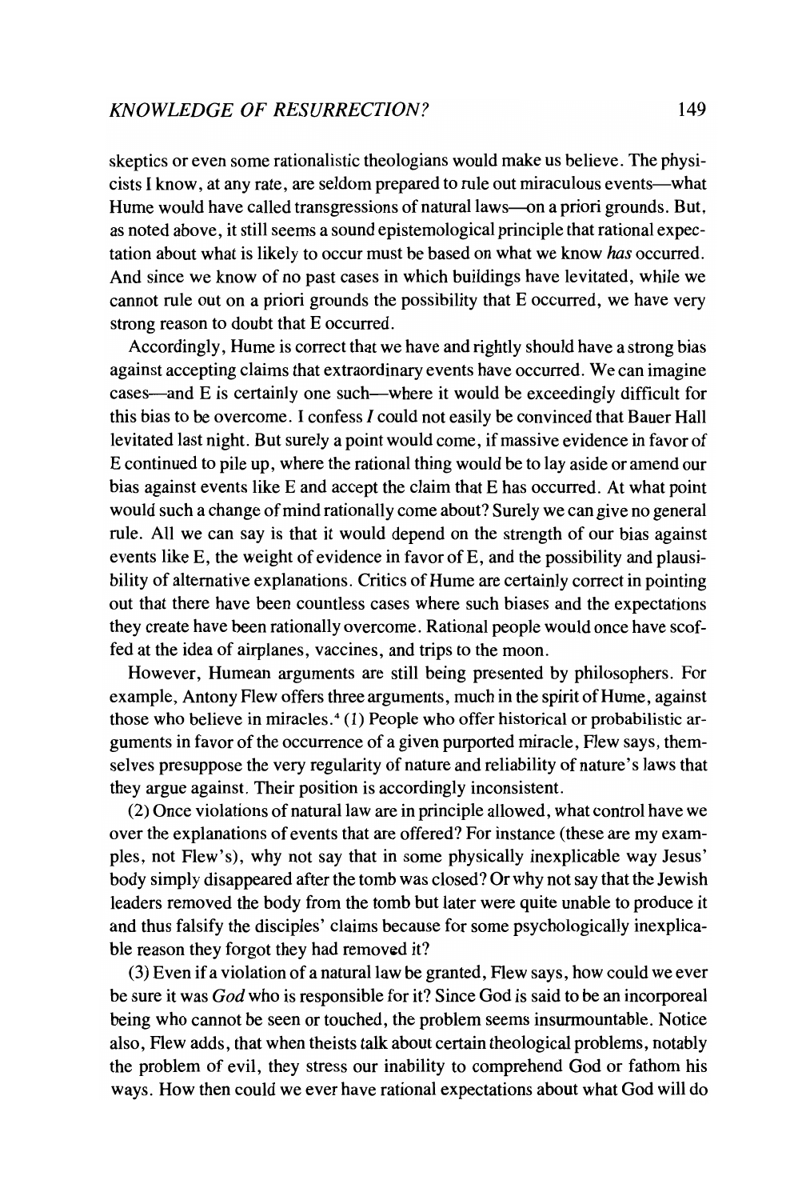skeptics or even some rationalistic theologians would make us believe. The physicists I know, at any rate, are seldom prepared to rule out miraculous events—what Hume would have called transgressions of natural laws—on a priori grounds. But, as noted above, it still seems a sound epistemological principle that rational expectation about what is likely to occur must be based on what we know *has* occurred. And since we know of no past cases in which buildings have levitated, while we cannot rule out on a priori grounds the possibility that E occurred, we have very strong reason to doubt that E occurred.

Accordingly, Hume is correct that we have and rightly should have a strong bias against accepting claims that extraordinary events have occurred. We can imagine cases—and E is certainly one such—where it would be exceedingly difficult for this bias to be overcome. I confess *I* could not easily be convinced that Bauer Hall levitated last night. But surely a point would come, if massive evidence in favor of E continued to pile up, where the rational thing would be to lay aside or amend our bias against events like E and accept the claim that E has occurred. At what point would such a change of mind rationally come about? Surely we can give no general rule. All we can say is that it would depend on the strength of our bias against events like E, the weight of evidence in favor of E, and the possibility and plausibility of alternative explanations. Critics of Hume are certainly correct in pointing out that there have been countless cases where such biases and the expectations they create have been rationally overcome. Rational people would once have scoffed at the idea of airplanes, vaccines, and trips to the moon.

However, Humean arguments are still being presented by philosophers. For example, Antony Flew offers three arguments, much in the spirit of Hume, against those who believe in miracles.[4] (1) People who offer historical or probabilistic arguments in favor of the occurrence of a given purported miracle, Flew says, themselves presuppose the very regularity of nature and reliability of nature's laws that they argue against. Their position is accordingly inconsistent.

(2) Once violations of natural law are in principle allowed, what control have we over the explanations of events that are offered? For instance (these are my examples, not Flew's), why not say that in some physically inexplicable way Jesus' body simply disappeared after the tomb was closed? Or why not say that the Jewish leaders removed the body from the tomb but later were quite unable to produce it and thus falsify the disciples' claims because for some psychologically inexplicable reason they forgot they had removed it?

(3) Even if a violation of a natural law be granted, Flew says, how could we ever be sure it was *God* who is responsible for it? Since God is said to be an incorporeal being who cannot be seen or touched, the problem seems insurmountable. Notice also, Flew adds, that when theists talk about certain theological problems, notably the problem of evil, they stress our inability to comprehend God or fathom his ways. How then could we ever have rational expectations about what God will do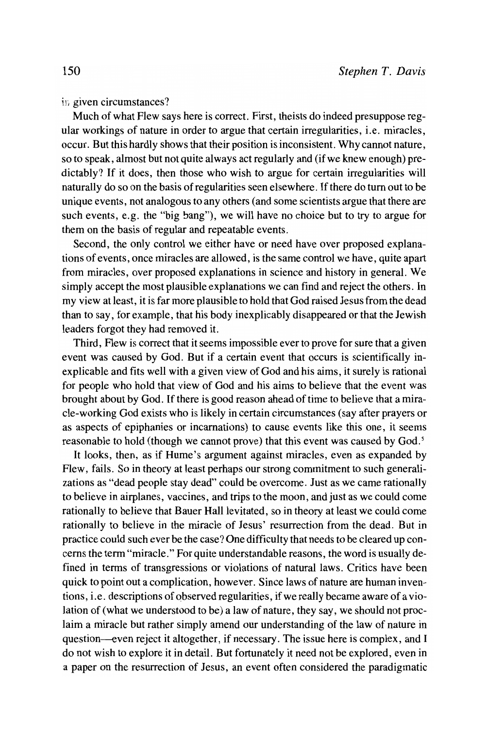in given circumstances?

Much of what Flew says here is correct. First, theists do indeed presuppose regular workings of nature in order to argue that certain irregularities, i.e. miracles, occur. But this hardly shows that their position is inconsistent. Why cannot nature, so to speak, almost but not quite always act regularly and (if we knew enough) predictably? If it does, then those who wish to argue for certain irregularities will naturally do so on the basis of regularities seen elsewhere. If there do turn out to be unique events, not analogous to any others (and some scientists argue that there are such events, e.g. the "big bang"), we will have no choice but to try to argue for them on the basis of regular and repeatable events.

Second, the only control we either have or need have over proposed explanations of events, once miracles are allowed, is the same control we have, quite apart from miracles, over proposed explanations in science and history in general. We simply accept the most plausible explanations we can find and reject the others. In my view at least, it is far more plausible to hold that God raised Jesus from the dead than to say, for example, that his body inexplicably disappeared or that the Jewish leaders forgot they had removed it.

Third, Flew is correct that it seems impossible ever to prove for sure that a given event was caused by God. But if a certain event that occurs is scientifically inexplicable and fits well with a given view of God and his aims, it surely is rational for people who hold that view of God and his aims to believe that the event was brought about by God. If there is good reason ahead of time to believe that a miracle-working God exists who is likely in certain circumstances (say after prayers or as aspects of epiphanies or incarnations) to cause events like this one, it seems reasonable to hold (though we cannot prove) that this event was caused by God.[5]

It looks, then, as if Hume's argument against miracles, even as expanded by Flew, fails. So in theory at least perhaps our strong commitment to such generalizations as "dead people stay dead" could be overcome. Just as we came rationally to believe in airplanes, vaccines, and trips to the moon, and just as we could come rationally to believe that Bauer Hall levitated, so in theory at least we could come rationally to believe in the miracle of Jesus' resurrection from the dead. But in practice could such ever be the case? One difficulty that needs to be cleared up concerns the term "miracle." For quite understandable reasons, the word is usually defined in terms of transgressions or violations of natural laws. Critics have been quick to point out a complication, however. Since laws of nature are human inventions, i.e. descriptions of observed regularities, if we really became aware of a violation of (what we understood to be) a law of nature, they say, we should not proclaim a miracle but rather simply amend our understanding of the law of nature in question—even reject it altogether, if necessary. The issue here is complex, and I do not wish to explore it in detail. But fortunately it need not be explored, even in a paper on the resurrection of Jesus, an event often considered the paradigmatic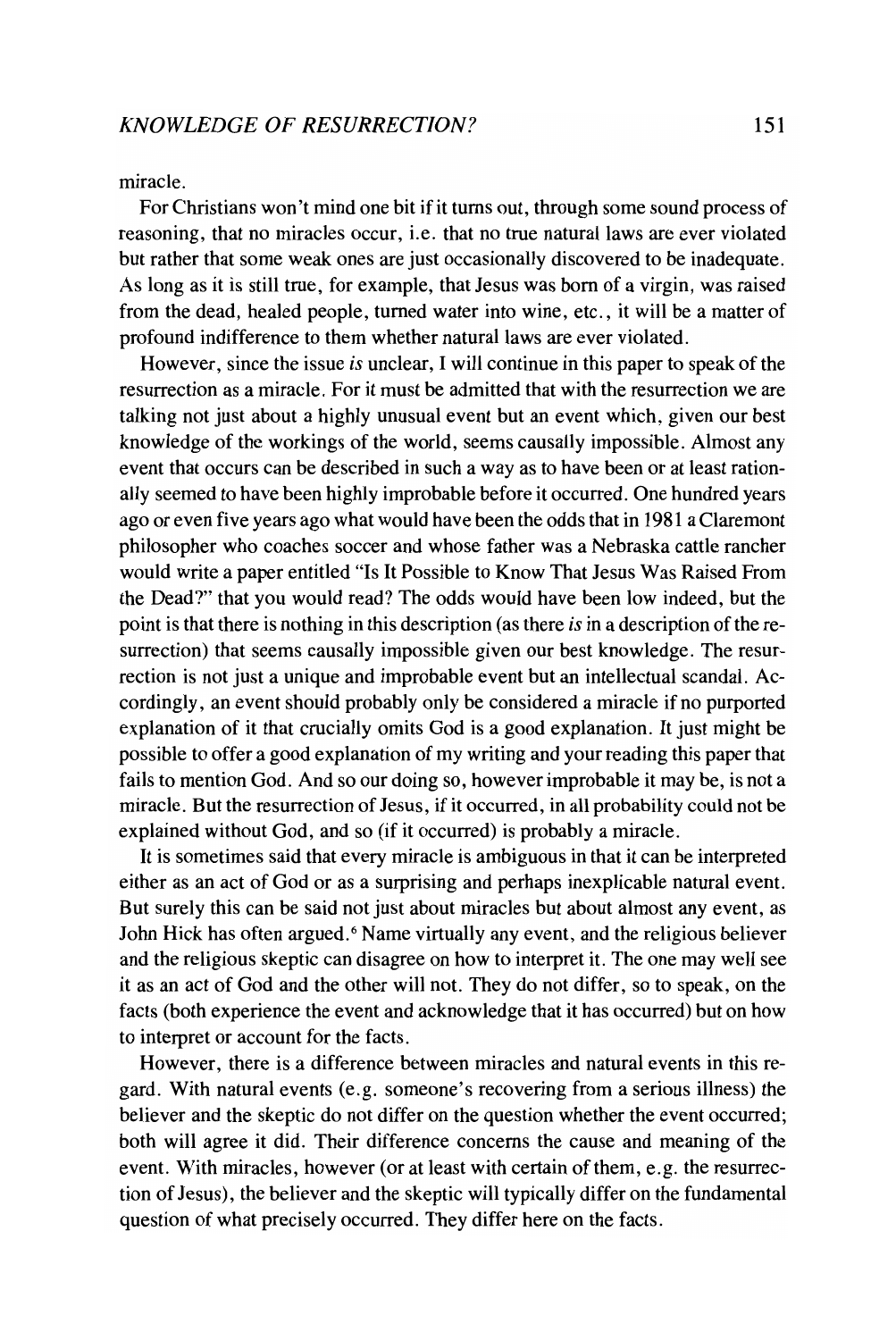miracle.

For Christians won't mind one bit if it turns out, through some sound process of reasoning, that no miracles occur, i.e. that no true natural laws are ever violated but rather that some weak ones are just occasionally discovered to be inadequate. As long as it is still true, for example, that Jesus was born of a virgin, was raised from the dead, healed people, turned water into wine, etc., it will be a matter of profound indifference to them whether natural laws are ever violated.

However, since the issue *is* unclear, I will continue in this paper to speak of the resurrection as a miracle. For it must be admitted that with the resurrection we are talking not just about a highly unusual event but an event which, given our best knowledge of the workings of the world, seems causally impossible. Almost any event that occurs can be described in such a way as to have been or at least rationally seemed to have been highly improbable before it occurred. One hundred years ago or even five years ago what would have been the odds that in 1981 a Claremont philosopher who coaches soccer and whose father was a Nebraska cattle rancher would write a paper entitled "Is It Possible to Know That Jesus Was Raised From the Dead?" that you would read? The odds would have been low indeed, but the point is that there is nothing in this description (as there *is* in a description of the resurrection) that seems causally impossible given our best knowledge. The resurrection is not just a unique and improbable event but an intellectual scandal. Accordingly, an event should probably only be considered a miracle if no purported explanation of it that crucially omits God is a good explanation. It just might be possible to offer a good explanation of my writing and your reading this paper that fails to mention God. And so our doing so, however improbable it may be, is not a miracle. But the resurrection of Jesus, if it occurred, in all probability could not be explained without God, and so (if it occurred) is probably a miracle.

It is sometimes said that every miracle is ambiguous in that it can be interpreted either as an act of God or as a surprising and perhaps inexplicable natural event. But surely this can be said not just about miracles but about almost any event, as John Hick has often argued.[6] Name virtually any event, and the religious believer and the religious skeptic can disagree on how to interpret it. The one may well see it as an act of God and the other will not. They do not differ, so to speak, on the facts (both experience the event and acknowledge that it has occurred) but on how to interpret or account for the facts.

However, there is a difference between miracles and natural events in this regard. With natural events (e.g. someone's recovering from a serious illness) the believer and the skeptic do not differ on the question whether the event occurred; both will agree it did. Their difference concerns the cause and meaning of the event. With miracles, however (or at least with certain of them, e.g. the resurrection of Jesus), the believer and the skeptic will typically differ on the fundamental question of what precisely occurred. They differ here on the facts.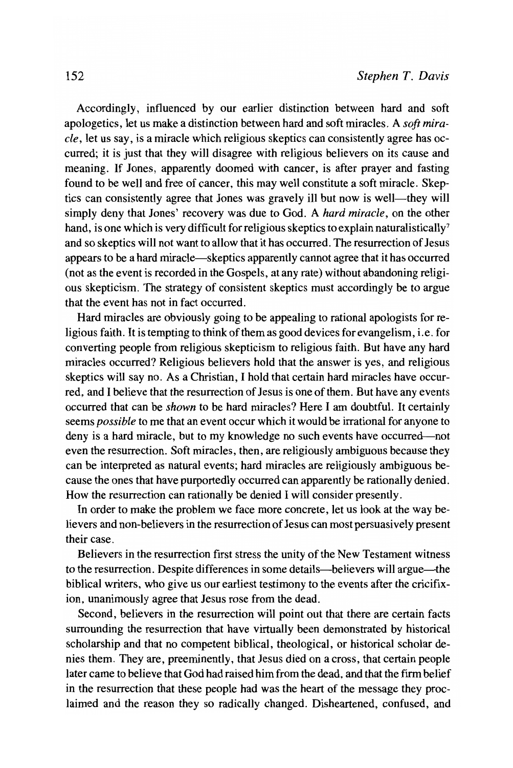Accordingly, influenced by our earlier distinction between hard and soft apologetics, let us make a distinction between hard and soft miracles. A *soft miracle*, let us say, is a miracle which religious skeptics can consistently agree has occurred; it is just that they will disagree with religious believers on its cause and meaning. If Jones, apparently doomed with cancer, is after prayer and fasting found to be well and free of cancer, this may well constitute a soft miracle. Skeptics can consistently agree that Jones was gravely ill but now is well—they will simply deny that Jones' recovery was due to God. A *hard miracle*, on the other hand, is one which is very difficult for religious skeptics to explain naturalistically[7] and so skeptics will not want to allow that it has occurred. The resurrection of Jesus appears to be a hard miracle—skeptics apparently cannot agree that it has occurred (not as the event is recorded in the Gospels, at any rate) without abandoning religious skepticism. The strategy of consistent skeptics must accordingly be to argue that the event has not in fact occurred.

Hard miracles are obviously going to be appealing to rational apologists for religious faith. It is tempting to think of them as good devices for evangelism, i.e. for converting people from religious skepticism to religious faith. But have any hard miracles occurred? Religious believers hold that the answer is yes, and religious skeptics will say no. As a Christian, I hold that certain hard miracles have occurred, and I believe that the resurrection of Jesus is one of them. But have any events occurred that can be *shown* to be hard miracles? Here I am doubtful. It certainly seems *possible* to me that an event occur which it would be irrational for anyone to deny is a hard miracle, but to my knowledge no such events have occurred—not even the resurrection. Soft miracles, then, are religiously ambiguous because they can be interpreted as natural events; hard miracles are religiously ambiguous because the ones that have purportedly occurred can apparently be rationally denied. How the resurrection can rationally be denied I will consider presently.

In order to make the problem we face more concrete, let us look at the way believers and non-believers in the resurrection of Jesus can most persuasively present their case.

Believers in the resurrection first stress the unity of the New Testament witness to the resurrection. Despite differences in some details—believers will argue—the biblical writers, who give us our earliest testimony to the events after the cricifixion, unanimously agree that Jesus rose from the dead.

Second, believers in the resurrection will point out that there are certain facts surrounding the resurrection that have virtually been demonstrated by historical scholarship and that no competent biblical, theological, or historical scholar denies them. They are, preeminently, that Jesus died on a cross, that certain people later came to believe that God had raised him from the dead, and that the firm belief in the resurrection that these people had was the heart of the message they proclaimed and the reason they so radically changed. Disheartened, confused, and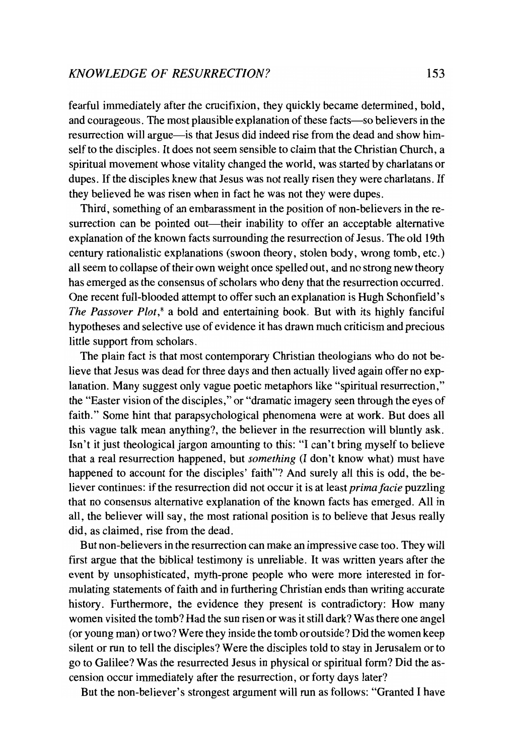fearful immediately after the crucifixion, they quickly became determined, bold, and courageous. The most plausible explanation of these facts—so believers in the resurrection will argue—is that Jesus did indeed rise from the dead and show himself to the disciples. It does not seem sensible to claim that the Christian Church, a spiritual movement whose vitality changed the world, was started by charlatans or dupes. If the disciples knew that Jesus was not really risen they were charlatans. If they believed he was risen when in fact he was not they were dupes.

Third, something of an embarassment in the position of non-believers in the resurrection can be pointed out—their inability to offer an acceptable alternative explanation of the known facts surrounding the resurrection of Jesus. The old 19th century rationalistic explanations (swoon theory, stolen body, wrong tomb, etc.) all seem to collapse of their own weight once spelled out, and no strong new theory has emerged as the consensus of scholars who deny that the resurrection occurred. One recent full-blooded attempt to offer such an explanation is Hugh Schonfield's *The Passover Plot*,[8] a bold and entertaining book. But with its highly fanciful hypotheses and selective use of evidence it has drawn much criticism and precious little support from scholars.

The plain fact is that most contemporary Christian theologians who do not believe that Jesus was dead for three days and then actually lived again offer no explanation. Many suggest only vague poetic metaphors like "spiritual resurrection," the "Easter vision of the disciples," or "dramatic imagery seen through the eyes of faith." Some hint that parapsychological phenomena were at work. But does all this vague talk mean anything?, the believer in the resurrection will bluntly ask. Isn't it just theological jargon amounting to this: "I can't bring myself to believe that a real resurrection happened, but *something* (I don't know what) must have happened to account for the disciples' faith"? And surely all this is odd, the believer continues: if the resurrection did not occur it is at least *prima facie* puzzling that no consensus alternative explanation of the known facts has emerged. All in all, the believer will say, the most rational position is to believe that Jesus really did, as claimed, rise from the dead.

But non-believers in the resurrection can make an impressive case too. They will first argue that the biblical testimony is unreliable. It was written years after the event by unsophisticated, myth-prone people who were more interested in formulating statements of faith and in furthering Christian ends than writing accurate history. Furthermore, the evidence they present is contradictory: How many women visited the tomb? Had the sun risen or was it still dark? Was there one angel (or young man) or two? Were they inside the tomb or outside? Did the women keep silent or run to tell the disciples? Were the disciples told to stay in Jerusalem or to go to Galilee? Was the resurrected Jesus in physical or spiritual form? Did the ascension occur immediately after the resurrection, or forty days later?

But the non-believer's strongest argument will run as follows: "Granted I have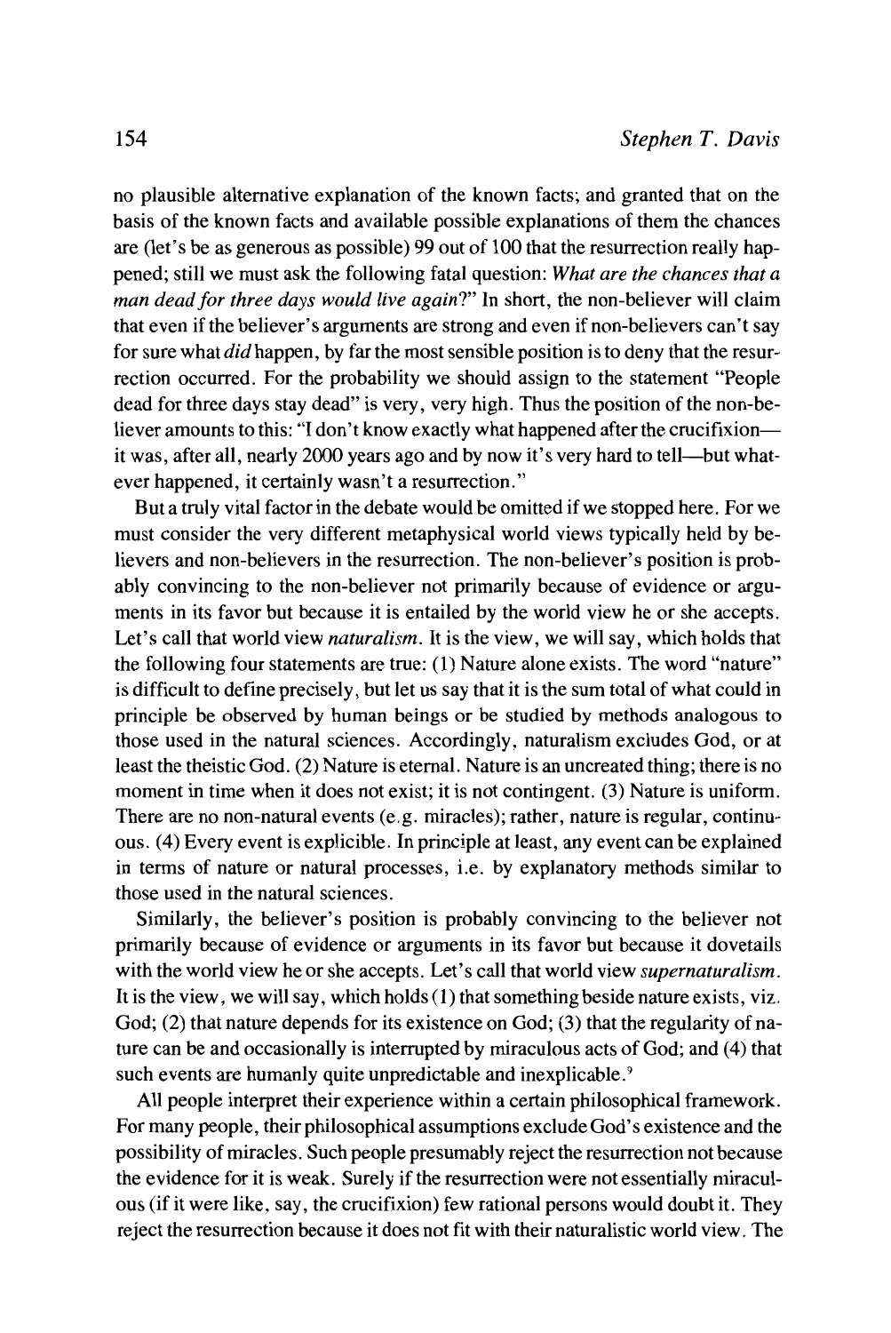no plausible alternative explanation of the known facts; and granted that on the basis of the known facts and available possible explanations of them the chances are (let's be as generous as possible) 99 out of 100 that the resurrection really happened; still we must ask the following fatal question: *What are the chances that a man dead for three days would live again*?" In short, the non-believer will claim that even if the believer's arguments are strong and even if non-believers can't say for sure what *did* happen, by far the most sensible position is to deny that the resurrection occurred. For the probability we should assign to the statement "People dead for three days stay dead" is very, very high. Thus the position of the non-believer amounts to this: "I don't know exactly what happened after the crucifixion—it was, after all, nearly 2000 years ago and by now it's very hard to tell—but whatever happened, it certainly wasn't a resurrection."

But a truly vital factor in the debate would be omitted if we stopped here. For we must consider the very different metaphysical world views typically held by believers and non-believers in the resurrection. The non-believer's position is probably convincing to the non-believer not primarily because of evidence or arguments in its favor but because it is entailed by the world view he or she accepts. Let's call that world view *naturalism*. It is the view, we will say, which holds that the following four statements are true: (1) Nature alone exists. The word "nature" is difficult to define precisely, but let us say that it is the sum total of what could in principle be observed by human beings or be studied by methods analogous to those used in the natural sciences. Accordingly, naturalism excludes God, or at least the theistic God. (2) Nature is eternal. Nature is an uncreated thing; there is no moment in time when it does not exist; it is not contingent. (3) Nature is uniform. There are no non-natural events (e.g. miracles); rather, nature is regular, continuous. (4) Every event is explicible. In principle at least, any event can be explained in terms of nature or natural processes, i.e. by explanatory methods similar to those used in the natural sciences.

Similarly, the believer's position is probably convincing to the believer not primarily because of evidence or arguments in its favor but because it dovetails with the world view he or she accepts. Let's call that world view *supernaturalism*. It is the view, we will say, which holds (1) that something beside nature exists, viz. God; (2) that nature depends for its existence on God; (3) that the regularity of nature can be and occasionally is interrupted by miraculous acts of God; and (4) that such events are humanly quite unpredictable and inexplicable.[9]

All people interpret their experience within a certain philosophical framework. For many people, their philosophical assumptions exclude God's existence and the possibility of miracles. Such people presumably reject the resurrection not because the evidence for it is weak. Surely if the resurrection were not essentially miraculous (if it were like, say, the crucifixion) few rational persons would doubt it. They reject the resurrection because it does not fit with their naturalistic world view. The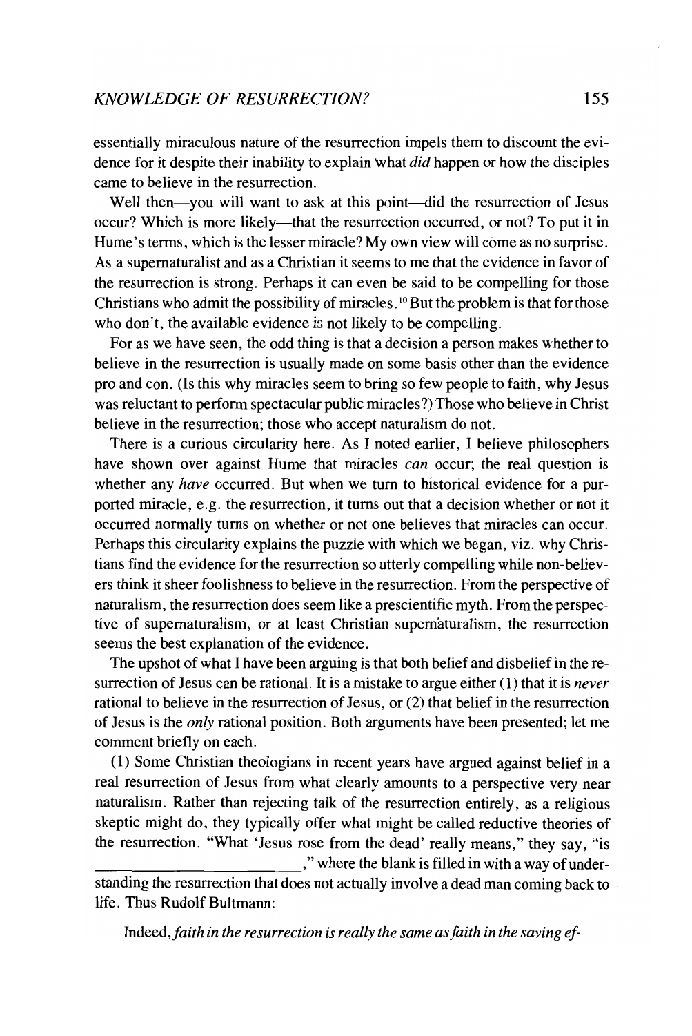essentially miraculous nature of the resurrection impels them to discount the evidence for it despite their inability to explain what *did* happen or how the disciples came to believe in the resurrection.

Well then—you will want to ask at this point—did the resurrection of Jesus occur? Which is more likely—that the resurrection occurred, or not? To put it in Hume's terms, which is the lesser miracle? My own view will come as no surprise. As a supernaturalist and as a Christian it seems to me that the evidence in favor of the resurrection is strong. Perhaps it can even be said to be compelling for those Christians who admit the possibility of miracles.[10] But the problem is that for those who don't, the available evidence is not likely to be compelling.

For as we have seen, the odd thing is that a decision a person makes whether to believe in the resurrection is usually made on some basis other than the evidence pro and con. (Is this why miracles seem to bring so few people to faith, why Jesus was reluctant to perform spectacular public miracles?) Those who believe in Christ believe in the resurrection; those who accept naturalism do not.

There is a curious circularity here. As I noted earlier, I believe philosophers have shown over against Hume that miracles *can* occur; the real question is whether any *have* occurred. But when we turn to historical evidence for a purported miracle, e.g. the resurrection, it turns out that a decision whether or not it occurred normally turns on whether or not one believes that miracles can occur. Perhaps this circularity explains the puzzle with which we began, viz. why Christians find the evidence for the resurrection so utterly compelling while non-believers think it sheer foolishness to believe in the resurrection. From the perspective of naturalism, the resurrection does seem like a prescientific myth. From the perspective of supernaturalism, or at least Christian supernaturalism, the resurrection seems the best explanation of the evidence.

The upshot of what I have been arguing is that both belief and disbelief in the resurrection of Jesus can be rational. It is a mistake to argue either (1) that it is *never* rational to believe in the resurrection of Jesus, or (2) that belief in the resurrection of Jesus is the *only* rational position. Both arguments have been presented; let me comment briefly on each.

(1) Some Christian theologians in recent years have argued against belief in a real resurrection of Jesus from what clearly amounts to a perspective very near naturalism. Rather than rejecting talk of the resurrection entirely, as a religious skeptic might do, they typically offer what might be called reductive theories of the resurrection. "What 'Jesus rose from the dead' really means," they say, "is ______________________________," where the blank is filled in with a way of understanding the resurrection that does not actually involve a dead man coming back to life. Thus Rudolf Bultmann:

> Indeed, *faith in the resurrection is really the same as faith in the saving ef-*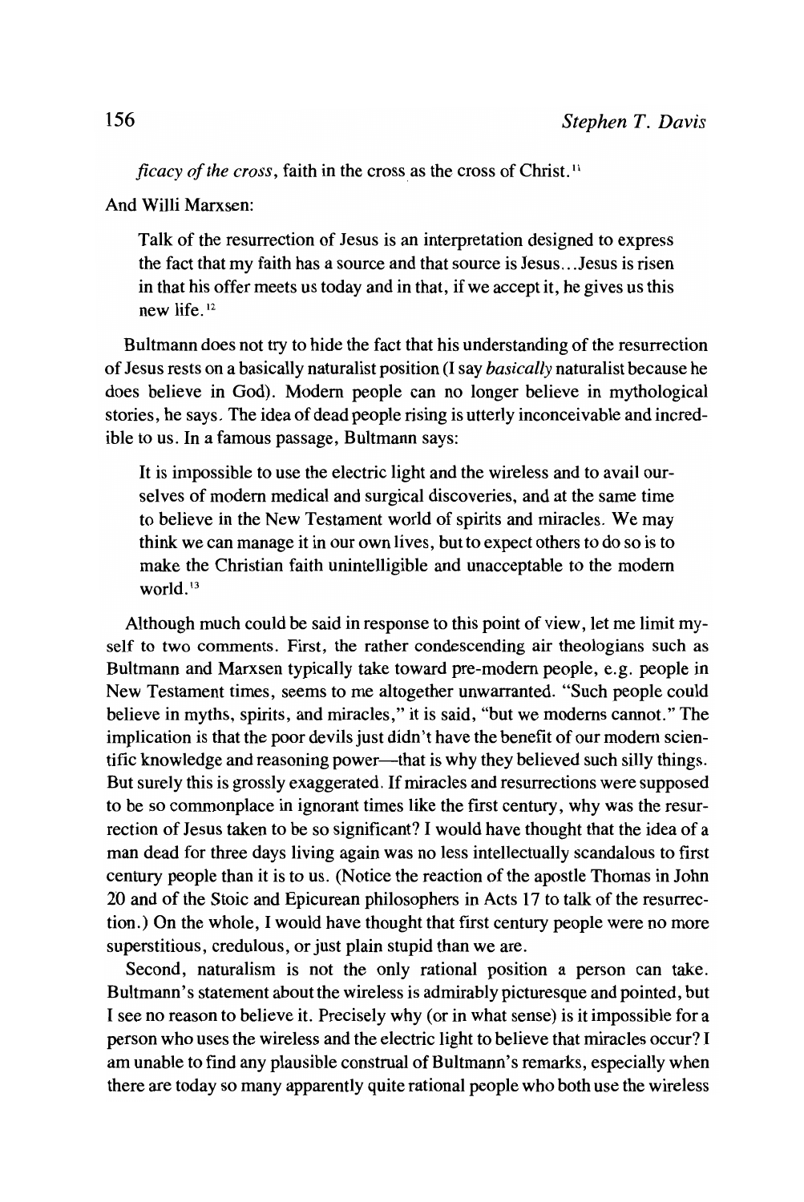*ficacy of the cross*, faith in the cross as the cross of Christ.[11]

And Willi Marxsen:

> Talk of the resurrection of Jesus is an interpretation designed to express the fact that my faith has a source and that source is Jesus...Jesus is risen in that his offer meets us today and in that, if we accept it, he gives us this new life.[12]

Bultmann does not try to hide the fact that his understanding of the resurrection of Jesus rests on a basically naturalist position (I say *basically* naturalist because he does believe in God). Modern people can no longer believe in mythological stories, he says. The idea of dead people rising is utterly inconceivable and incredible to us. In a famous passage, Bultmann says:

> It is impossible to use the electric light and the wireless and to avail ourselves of modern medical and surgical discoveries, and at the same time to believe in the New Testament world of spirits and miracles. We may think we can manage it in our own lives, but to expect others to do so is to make the Christian faith unintelligible and unacceptable to the modern world.[13]

Although much could be said in response to this point of view, let me limit myself to two comments. First, the rather condescending air theologians such as Bultmann and Marxsen typically take toward pre-modern people, e.g. people in New Testament times, seems to me altogether unwarranted. "Such people could believe in myths, spirits, and miracles," it is said, "but we moderns cannot." The implication is that the poor devils just didn't have the benefit of our modern scientific knowledge and reasoning power—that is why they believed such silly things. But surely this is grossly exaggerated. If miracles and resurrections were supposed to be so commonplace in ignorant times like the first century, why was the resurrection of Jesus taken to be so significant? I would have thought that the idea of a man dead for three days living again was no less intellectually scandalous to first century people than it is to us. (Notice the reaction of the apostle Thomas in John 20 and of the Stoic and Epicurean philosophers in Acts 17 to talk of the resurrection.) On the whole, I would have thought that first century people were no more superstitious, credulous, or just plain stupid than we are.

Second, naturalism is not the only rational position a person can take. Bultmann's statement about the wireless is admirably picturesque and pointed, but I see no reason to believe it. Precisely why (or in what sense) is it impossible for a person who uses the wireless and the electric light to believe that miracles occur? I am unable to find any plausible construal of Bultmann's remarks, especially when there are today so many apparently quite rational people who both use the wireless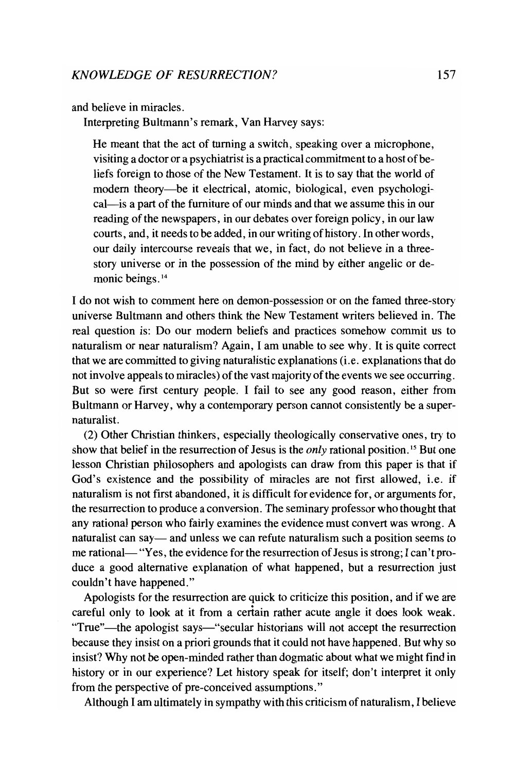and believe in miracles.

Interpreting Bultmann's remark, Van Harvey says:

> He meant that the act of turning a switch, speaking over a microphone, visiting a doctor or a psychiatrist is a practical commitment to a host of beliefs foreign to those of the New Testament. It is to say that the world of modern theory—be it electrical, atomic, biological, even psychological—is a part of the furniture of our minds and that we assume this in our reading of the newspapers, in our debates over foreign policy, in our law courts, and, it needs to be added, in our writing of history. In other words, our daily intercourse reveals that we, in fact, do not believe in a three-story universe or in the possession of the mind by either angelic or demonic beings.[14]

I do not wish to comment here on demon-possession or on the famed three-story universe Bultmann and others think the New Testament writers believed in. The real question is: Do our modern beliefs and practices somehow commit us to naturalism or near naturalism? Again, I am unable to see why. It is quite correct that we are committed to giving naturalistic explanations (i.e. explanations that do not involve appeals to miracles) of the vast majority of the events we see occurring. But so were first century people. I fail to see any good reason, either from Bultmann or Harvey, why a contemporary person cannot consistently be a supernaturalist.

(2) Other Christian thinkers, especially theologically conservative ones, try to show that belief in the resurrection of Jesus is the *only* rational position.[15] But one lesson Christian philosophers and apologists can draw from this paper is that if God's existence and the possibility of miracles are not first allowed, i.e. if naturalism is not first abandoned, it is difficult for evidence for, or arguments for, the resurrection to produce a conversion. The seminary professor who thought that any rational person who fairly examines the evidence must convert was wrong. A naturalist can say— and unless we can refute naturalism such a position seems to me rational— "Yes, the evidence for the resurrection of Jesus is strong; I can't produce a good alternative explanation of what happened, but a resurrection just couldn't have happened."

Apologists for the resurrection are quick to criticize this position, and if we are careful only to look at it from a certain rather acute angle it does look weak. "True"—the apologist says—"secular historians will not accept the resurrection because they insist on a priori grounds that it could not have happened. But why so insist? Why not be open-minded rather than dogmatic about what we might find in history or in our experience? Let history speak for itself; don't interpret it only from the perspective of pre-conceived assumptions."

Although I am ultimately in sympathy with this criticism of naturalism, I believe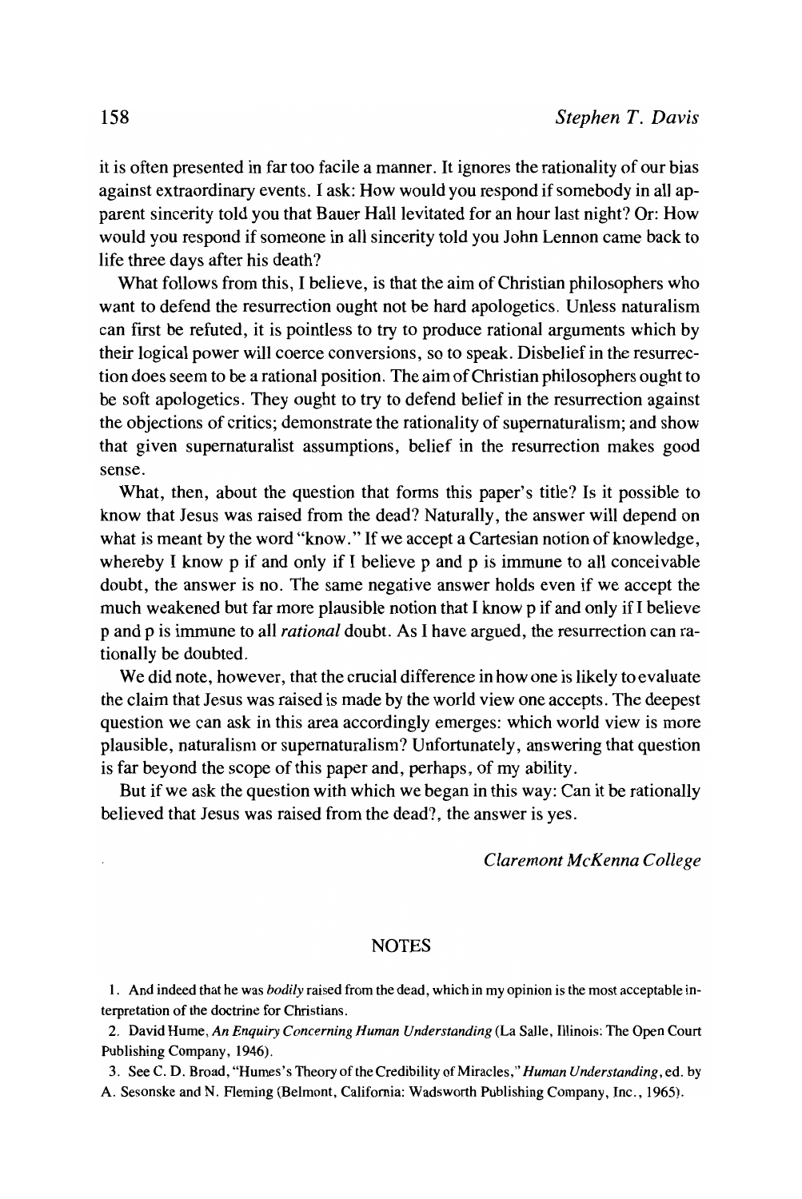it is often presented in far too facile a manner. It ignores the rationality of our bias against extraordinary events. I ask: How would you respond if somebody in all apparent sincerity told you that Bauer Hall levitated for an hour last night? Or: How would you respond if someone in all sincerity told you John Lennon came back to life three days after his death?

What follows from this, I believe, is that the aim of Christian philosophers who want to defend the resurrection ought not be hard apologetics. Unless naturalism can first be refuted, it is pointless to try to produce rational arguments which by their logical power will coerce conversions, so to speak. Disbelief in the resurrection does seem to be a rational position. The aim of Christian philosophers ought to be soft apologetics. They ought to try to defend belief in the resurrection against the objections of critics; demonstrate the rationality of supernaturalism; and show that given supernaturalist assumptions, belief in the resurrection makes good sense.

What, then, about the question that forms this paper's title? Is it possible to know that Jesus was raised from the dead? Naturally, the answer will depend on what is meant by the word "know." If we accept a Cartesian notion of knowledge, whereby I know p if and only if I believe p and p is immune to all conceivable doubt, the answer is no. The same negative answer holds even if we accept the much weakened but far more plausible notion that I know p if and only if I believe p and p is immune to all *rational* doubt. As I have argued, the resurrection can rationally be doubted.

We did note, however, that the crucial difference in how one is likely to evaluate the claim that Jesus was raised is made by the world view one accepts. The deepest question we can ask in this area accordingly emerges: which world view is more plausible, naturalism or supernaturalism? Unfortunately, answering that question is far beyond the scope of this paper and, perhaps, of my ability.

But if we ask the question with which we began in this way: Can it be rationally believed that Jesus was raised from the dead?, the answer is yes.

*Claremont McKenna College*

## NOTES

1. And indeed that he was *bodily* raised from the dead, which in my opinion is the most acceptable interpretation of the doctrine for Christians.

2. David Hume, *An Enquiry Concerning Human Understanding* (La Salle, Illinois: The Open Court Publishing Company, 1946).

3. See C. D. Broad, "Humes's Theory of the Credibility of Miracles," *Human Understanding*, ed. by A. Sesonske and N. Fleming (Belmont, California: Wadsworth Publishing Company, Inc., 1965).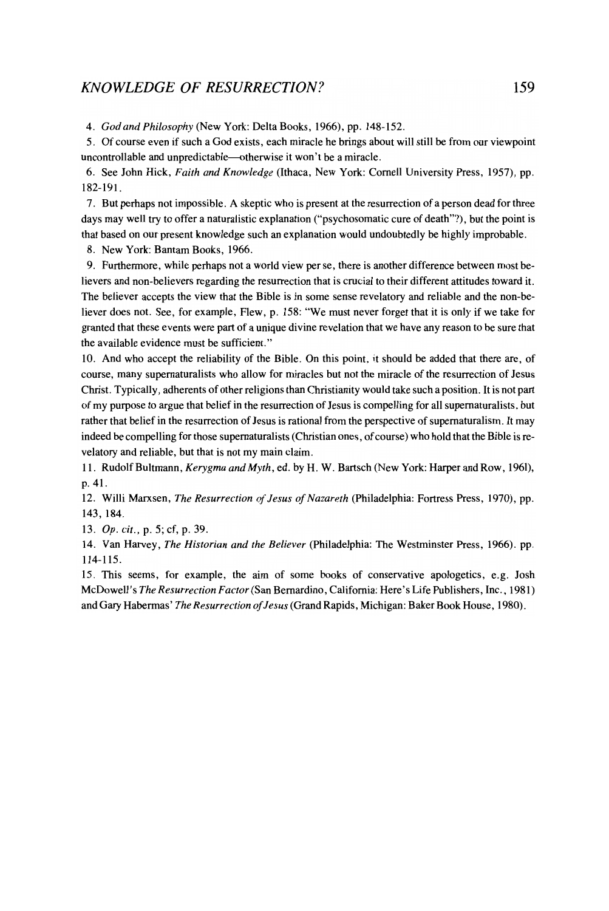4. *God and Philosophy* (New York: Delta Books, 1966), pp. 148-152.

5. Of course even if such a God exists, each miracle he brings about will still be from our viewpoint uncontrollable and unpredictable—otherwise it won't be a miracle.

6. See John Hick, *Faith and Knowledge* (Ithaca, New York: Cornell University Press, 1957), pp. 182-191.

7. But perhaps not impossible. A skeptic who is present at the resurrection of a person dead for three days may well try to offer a naturalistic explanation ("psychosomatic cure of death"?), but the point is that based on our present knowledge such an explanation would undoubtedly be highly improbable.

8. New York: Bantam Books, 1966.

9. Furthermore, while perhaps not a world view per se, there is another difference between most believers and non-believers regarding the resurrection that is crucial to their different attitudes toward it. The believer accepts the view that the Bible is in some sense revelatory and reliable and the non-believer does not. See, for example, Flew, p. 158: "We must never forget that it is only if we take for granted that these events were part of a unique divine revelation that we have any reason to be sure that the available evidence must be sufficient."

10. And who accept the reliability of the Bible. On this point, it should be added that there are, of course, many supernaturalists who allow for miracles but not the miracle of the resurrection of Jesus Christ. Typically, adherents of other religions than Christianity would take such a position. It is not part of my purpose to argue that belief in the resurrection of Jesus is compelling for all supernaturalists, but rather that belief in the resurrection of Jesus is rational from the perspective of supernaturalism. It may indeed be compelling for those supernaturalists (Christian ones, of course) who hold that the Bible is revelatory and reliable, but that is not my main claim.

11. Rudolf Bultmann, *Kerygma and Myth*, ed. by H. W. Bartsch (New York: Harper and Row, 1961), p. 41.

12. Willi Marxsen, *The Resurrection of Jesus of Nazareth* (Philadelphia: Fortress Press, 1970), pp. 143, 184.

13. *Op. cit.*, p. 5; cf, p. 39.

14. Van Harvey, *The Historian and the Believer* (Philadelphia: The Westminster Press, 1966). pp. 114-115.

15. This seems, for example, the aim of some books of conservative apologetics, e.g. Josh McDowell's *The Resurrection Factor* (San Bernardino, California: Here's Life Publishers, Inc., 1981) and Gary Habermas' *The Resurrection of Jesus* (Grand Rapids, Michigan: Baker Book House, 1980).